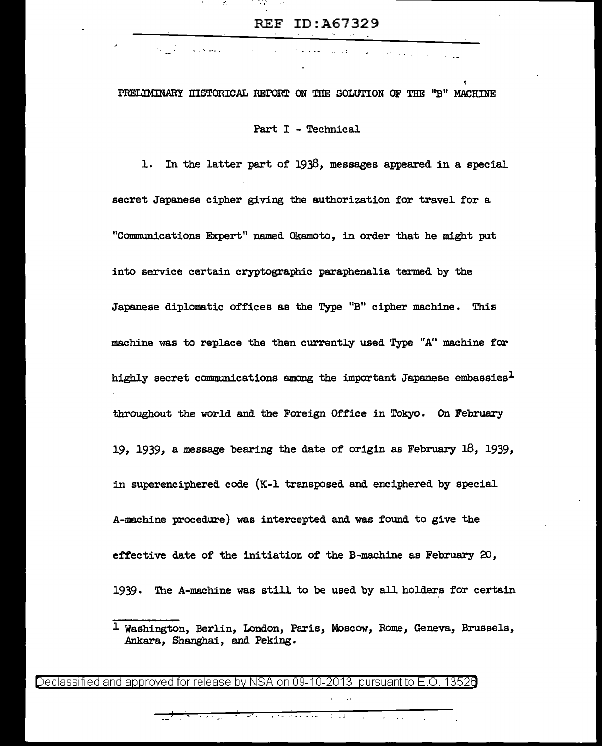# PRELIMINARY HISTORICAL REPORT ON THE SOLUTION OF THE "B" MACHINE

## Part I - Technical

1. In the latter part of 1938, messages appeared in a special secret Japanese cipher giving the authorization for travel for a "Communications Expert" named Okamoto, in order that he might put into service certain cryptographic paraphenalia termed by the Japanese diplomatic offices as the Type "B" cipher machine. This machine was to replace the then currently used Type "A" machine for highly secret communications among the important Japanese embassies[1] throughout the world and the Foreign Office in Tokyo. On February 19, 1939, a message bearing the date of origin as February 18, 1939, in superenciphered code (K-1 transposed and enciphered by special A-machine procedure) was intercepted and was found to give the effective date of the initiation of the B-machine as February 20, 1939. The A-machine was still to be used by all holders for certain

[1] Washington, Berlin, London, Paris, Moscow, Rome, Geneva, Brussels, Ankara, Shanghai, and Peking.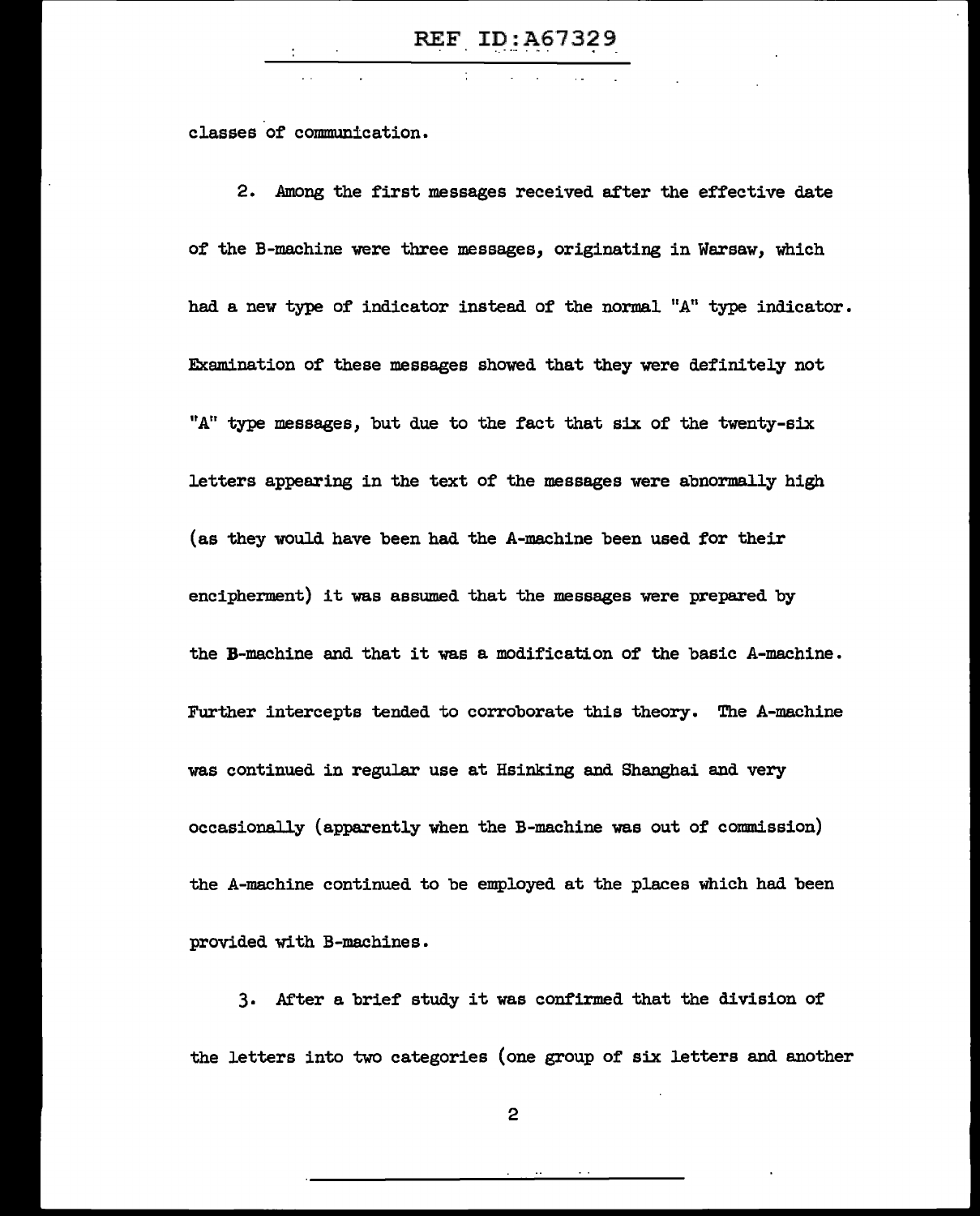classes of communication.

2. Among the first messages received after the effective date of the B-machine were three messages, originating in Warsaw, which had a new type of indicator instead of the normal "A" type indicator. Examination of these messages showed that they were definitely not "A" type messages, but due to the fact that six of the twenty-six letters appearing in the text of the messages were abnormally high (as they would have been had the A-machine been used for their encipherment) it was assumed that the messages were prepared by the B-machine and that it was a modification of the basic A-machine. Further intercepts tended to corroborate this theory. The A-machine was continued in regular use at Hsinking and Shanghai and very occasionally (apparently when the B-machine was out of commission) the A-machine continued to be employed at the places which had been provided with B-machines.

3. After a brief study it was confirmed that the division of the letters into two categories (one group of six letters and another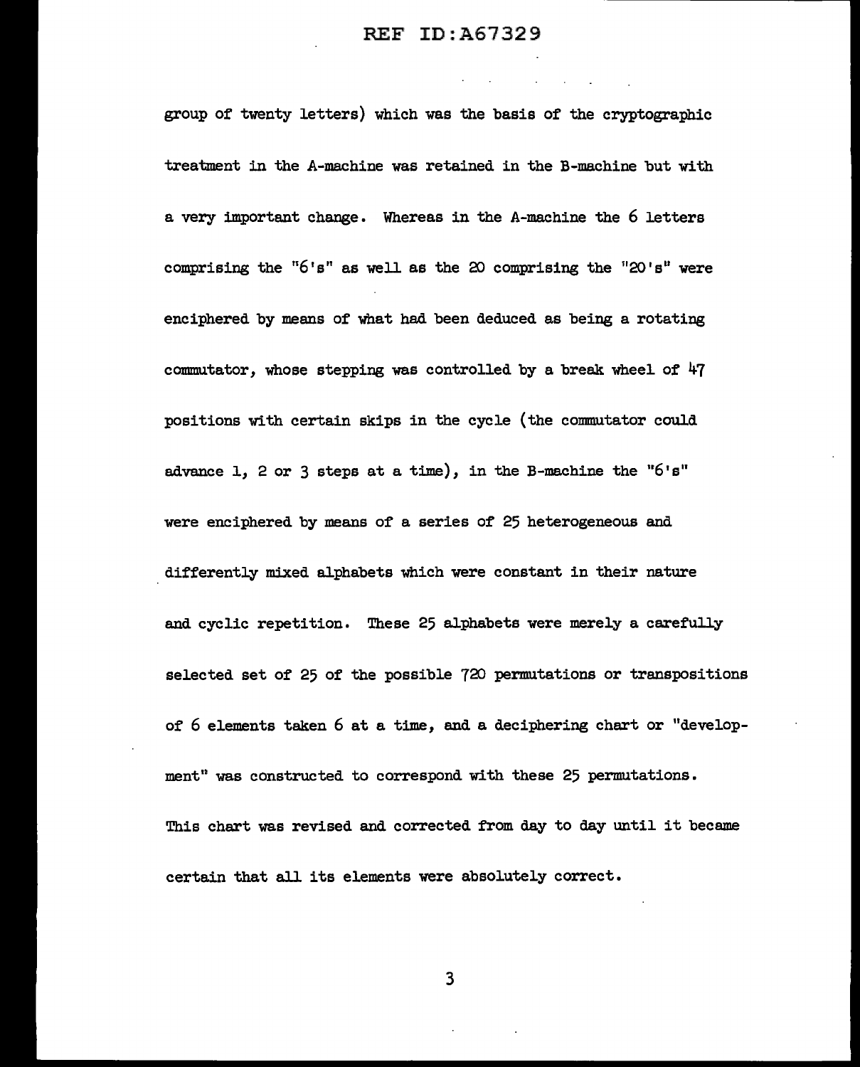group of twenty letters) which was the basis of the cryptographic treatment in the A-machine was retained in the B-machine but with a very important change. Whereas in the A-machine the 6 letters comprising the "6's" as well as the 20 comprising the "20's" were enciphered by means of what had been deduced as being a rotating commutator, whose stepping was controlled by a break wheel of 47 positions with certain skips in the cycle (the commutator could advance 1, 2 or 3 steps at a time), in the B-machine the "6's" were enciphered by means of a series of 25 heterogeneous and differently mixed alphabets which were constant in their nature and cyclic repetition. These 25 alphabets were merely a carefully selected set of 25 of the possible 720 permutations or transpositions of 6 elements taken 6 at a time, and a deciphering chart or "development" was constructed to correspond with these 25 permutations. This chart was revised and corrected from day to day until it became certain that all its elements were absolutely correct.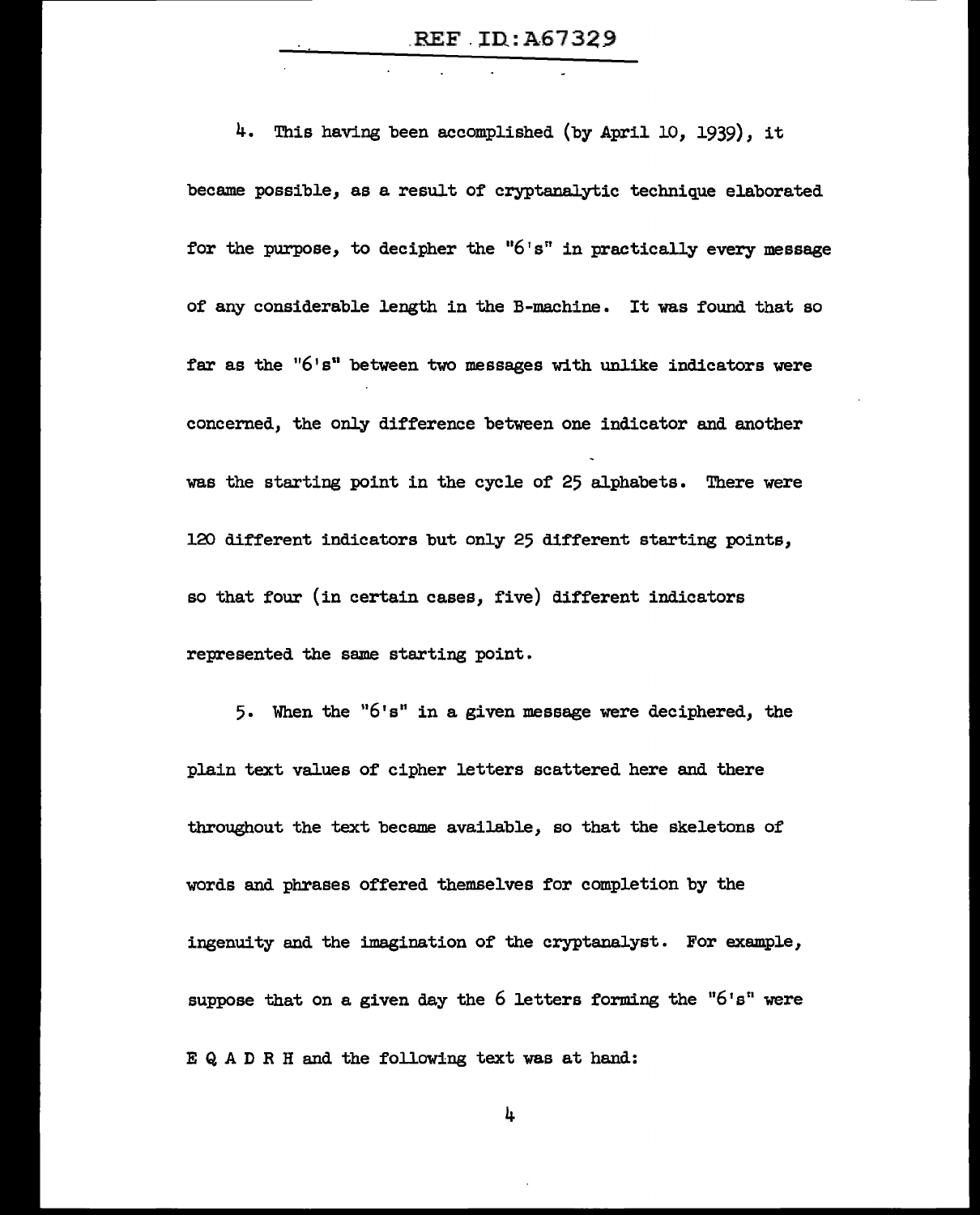4. This having been accomplished (by April 10, 1939), it became possible, as a result of cryptanalytic technique elaborated for the purpose, to decipher the "6's" in practically every message of any considerable length in the B-machine. It was found that so far as the "6's" between two messages with unlike indicators were concerned, the only difference between one indicator and another was the starting point in the cycle of 25 alphabets. There were 120 different indicators but only 25 different starting points, so that four (in certain cases, five) different indicators represented the same starting point.

5. When the "6's" in a given message were deciphered, the plain text values of cipher letters scattered here and there throughout the text became available, so that the skeletons of words and phrases offered themselves for completion by the ingenuity and the imagination of the cryptanalyst. For example, suppose that on a given day the 6 letters forming the "6's" were E Q A D R H and the following text was at hand: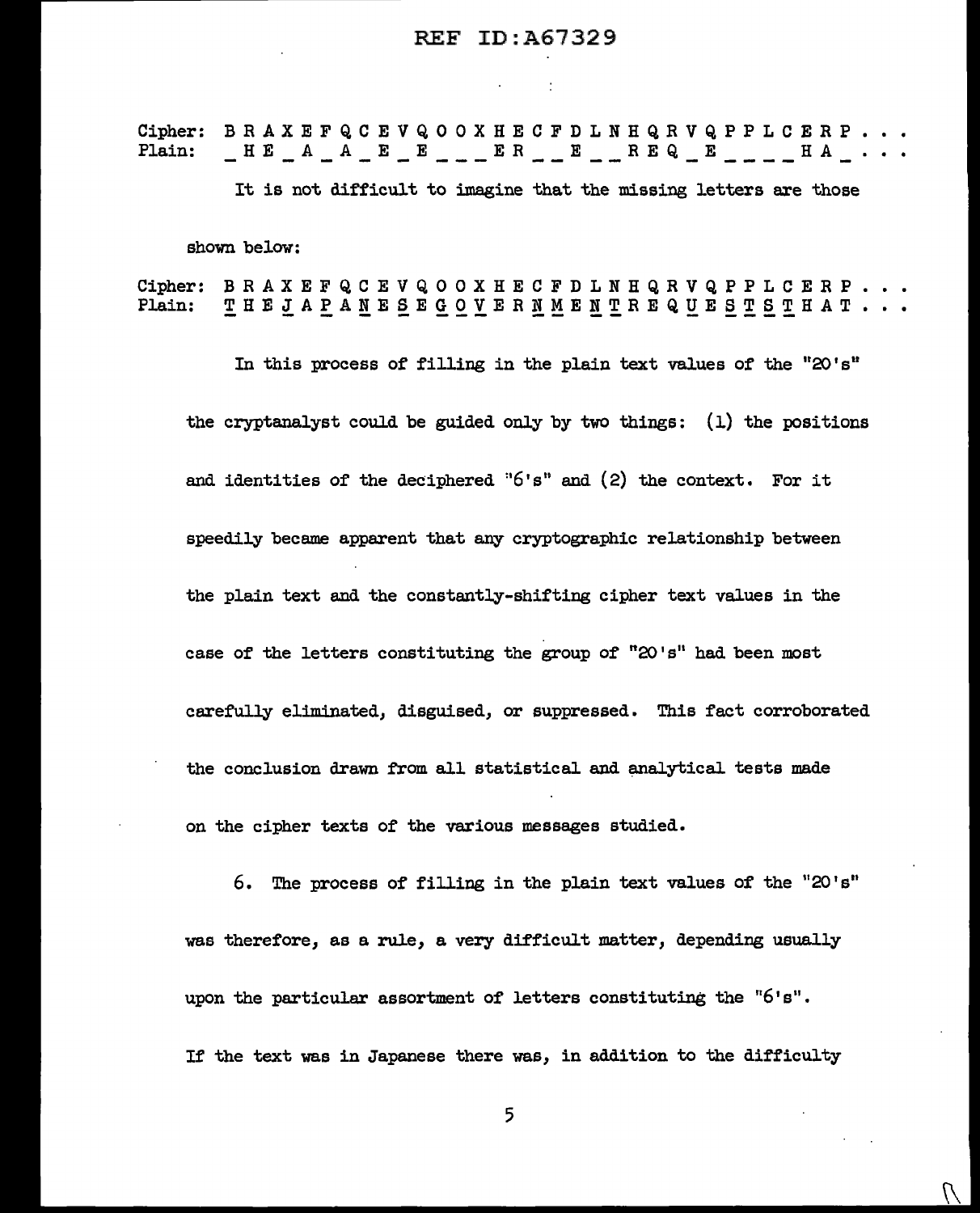Cipher: B R A X E F Q C E V Q O O X H E C F D L N H Q R V Q P P L C E R P . . .
Plain: _ H E _ A _ A _ E _ E _ _ _ E R _ _ E _ _ R E Q _ E _ _ _ _ H A _ . . .

It is not difficult to imagine that the missing letters are those shown below:

Cipher: B R A X E F Q C E V Q O O X H E C F D L N H Q R V Q P P L C E R P . . .
Plain: T H E J A P A N E S E G O V E R N M E N T R E Q U E S T S T H A T . . .

In this process of filling in the plain text values of the "20's" the cryptanalyst could be guided only by two things: (1) the positions and identities of the deciphered "6's" and (2) the context. For it speedily became apparent that any cryptographic relationship between the plain text and the constantly-shifting cipher text values in the case of the letters constituting the group of "20's" had been most carefully eliminated, disguised, or suppressed. This fact corroborated the conclusion drawn from all statistical and analytical tests made on the cipher texts of the various messages studied.

6. The process of filling in the plain text values of the "20's" was therefore, as a rule, a very difficult matter, depending usually upon the particular assortment of letters constituting the "6's". If the text was in Japanese there was, in addition to the difficulty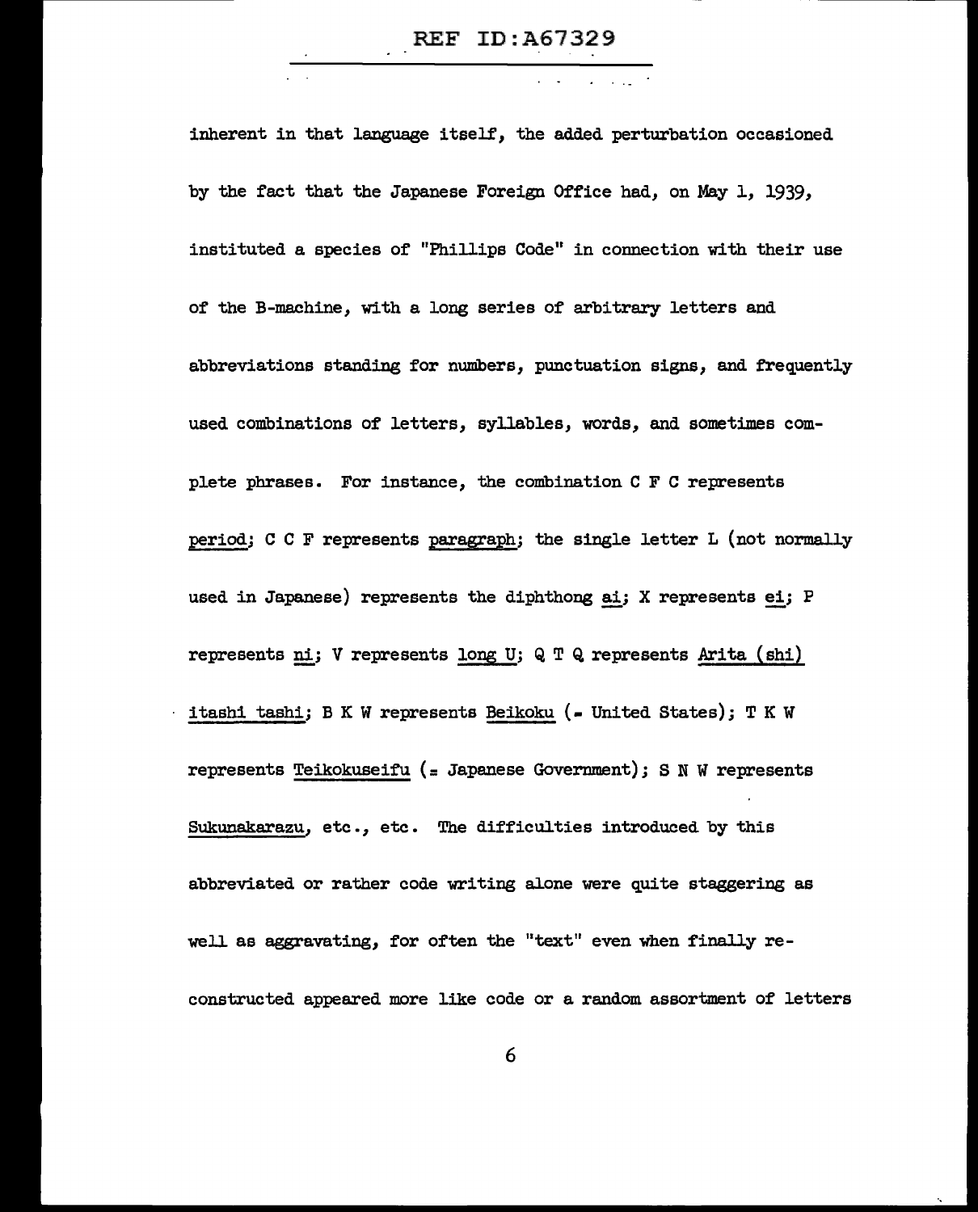inherent in that language itself, the added perturbation occasioned by the fact that the Japanese Foreign Office had, on May 1, 1939, instituted a species of "Phillips Code" in connection with their use of the B-machine, with a long series of arbitrary letters and abbreviations standing for numbers, punctuation signs, and frequently used combinations of letters, syllables, words, and sometimes complete phrases. For instance, the combination C F C represents <u>period</u>; C C F represents <u>paragraph</u>; the single letter L (not normally used in Japanese) represents the diphthong <u>ai</u>; X represents <u>ei</u>; P represents <u>ni</u>; V represents <u>long U</u>; Q T Q represents <u>Arita (shi) itashi tashi</u>; B K W represents <u>Beikoku</u> (= United States); T K W represents <u>Teikokuseifu</u> (= Japanese Government); S N W represents <u>Sukunakarazu</u>, etc., etc. The difficulties introduced by this abbreviated or rather code writing alone were quite staggering as well as aggravating, for often the "text" even when finally reconstructed appeared more like code or a random assortment of letters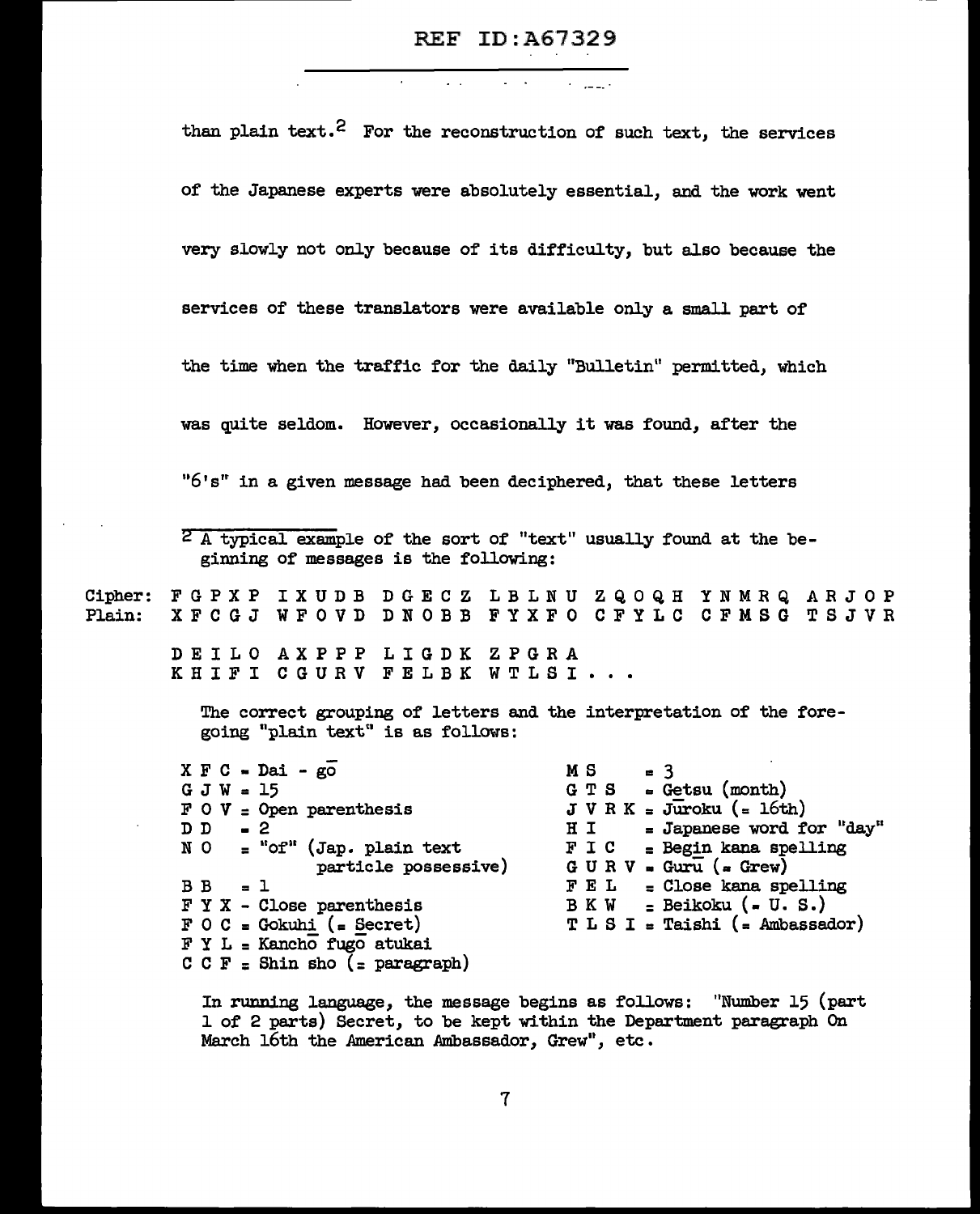than plain text.[2] For the reconstruction of such text, the services of the Japanese experts were absolutely essential, and the work went very slowly not only because of its difficulty, but also because the services of these translators were available only a small part of the time when the traffic for the daily "Bulletin" permitted, which was quite seldom. However, occasionally it was found, after the "6's" in a given message had been deciphered, that these letters

---

[2] A typical example of the sort of "text" usually found at the beginning of messages is the following:

```
Cipher: F G P X P  I X U D B  D G E C Z  L B L N U  Z Q O Q H  Y N M R Q  A R J O P
Plain:  X F C G J  W F O V D  D N O B B  F Y X F O  C F Y L C  C F M S G  T S J V R

        D E I L O  A X P P P  L I G D K  Z P G R A
        K H I F I  C G U R V  F E L B K  W T L S I . . .
```

The correct grouping of letters and the interpretation of the foregoing "plain text" is as follows:

| | | | |
|---|---|---|---|
| X F C | = Dai - gō | M S | = 3 |
| G J W | = 15 | G T S | = Getsu (month) |
| F O V | = Open parenthesis | J V R K | = Jūroku (= 16th) |
| D D | = 2 | H I | = Japanese word for "day" |
| N O | = "of" (Jap. plain text particle possessive) | F I C | = Begin kana spelling |
| B B | = 1 | G U R V | = Gurū (= Grew) |
| F Y X | - Close parenthesis | F E L | = Close kana spelling |
| F O C | = Gokuhi (= Secret) | B K W | = Beikoku (= U. S.) |
| F Y L | = Kanchō fugō atukai | T L S I | = Taishi (= Ambassador) |
| C C F | = Shin sho (= paragraph) | | |

In running language, the message begins as follows: "Number 15 (part 1 of 2 parts) Secret, to be kept within the Department paragraph On March 16th the American Ambassador, Grew", etc.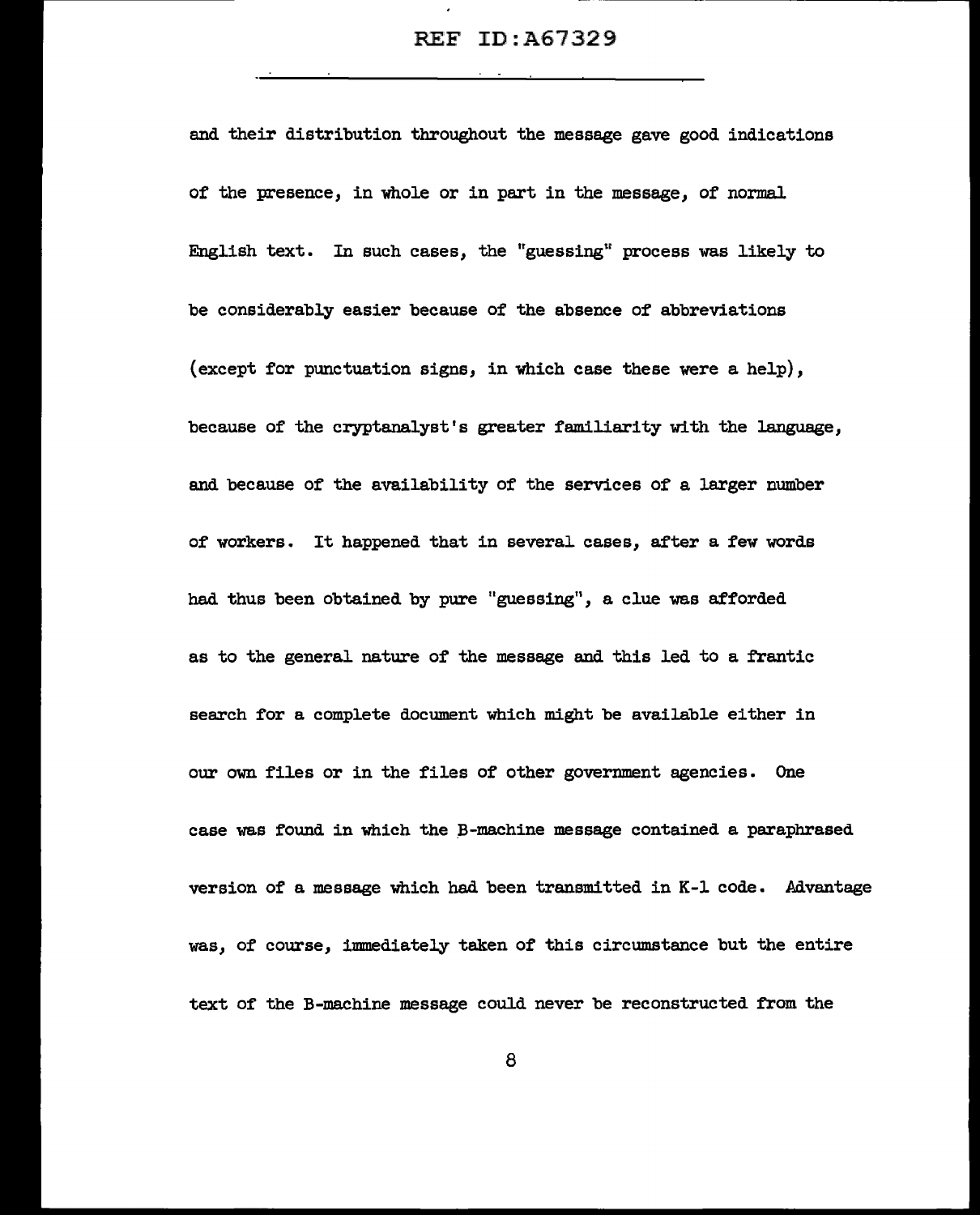and their distribution throughout the message gave good indications of the presence, in whole or in part in the message, of normal English text. In such cases, the "guessing" process was likely to be considerably easier because of the absence of abbreviations (except for punctuation signs, in which case these were a help), because of the cryptanalyst's greater familiarity with the language, and because of the availability of the services of a larger number of workers. It happened that in several cases, after a few words had thus been obtained by pure "guessing", a clue was afforded as to the general nature of the message and this led to a frantic search for a complete document which might be available either in our own files or in the files of other government agencies. One case was found in which the B-machine message contained a paraphrased version of a message which had been transmitted in K-1 code. Advantage was, of course, immediately taken of this circumstance but the entire text of the B-machine message could never be reconstructed from the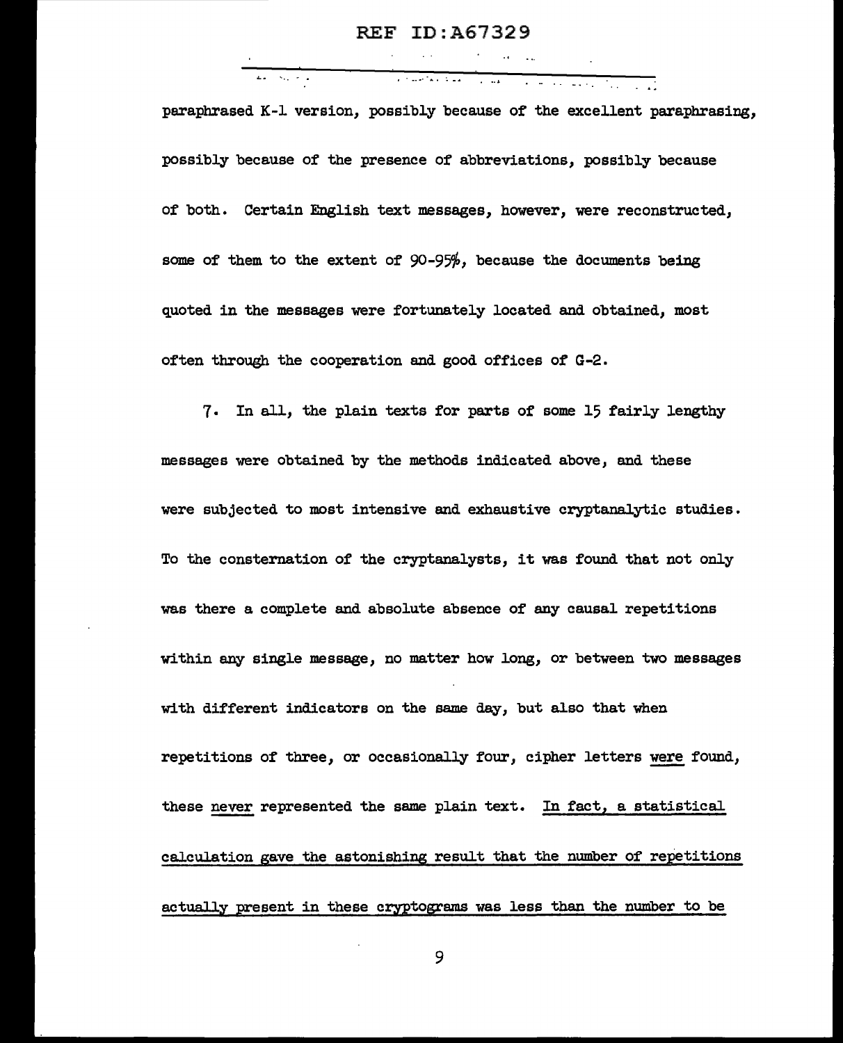paraphrased K-1 version, possibly because of the excellent paraphrasing, possibly because of the presence of abbreviations, possibly because of both. Certain English text messages, however, were reconstructed, some of them to the extent of 90-95%, because the documents being quoted in the messages were fortunately located and obtained, most often through the cooperation and good offices of G-2.

7. In all, the plain texts for parts of some 15 fairly lengthy messages were obtained by the methods indicated above, and these were subjected to most intensive and exhaustive cryptanalytic studies. To the consternation of the cryptanalysts, it was found that not only was there a complete and absolute absence of any causal repetitions within any single message, no matter how long, or between two messages with different indicators on the same day, but also that when repetitions of three, or occasionally four, cipher letters <u>were</u> found, these <u>never</u> represented the same plain text. <u>In fact, a statistical calculation gave the astonishing result that the number of repetitions actually present in these cryptograms was less than the number to be</u>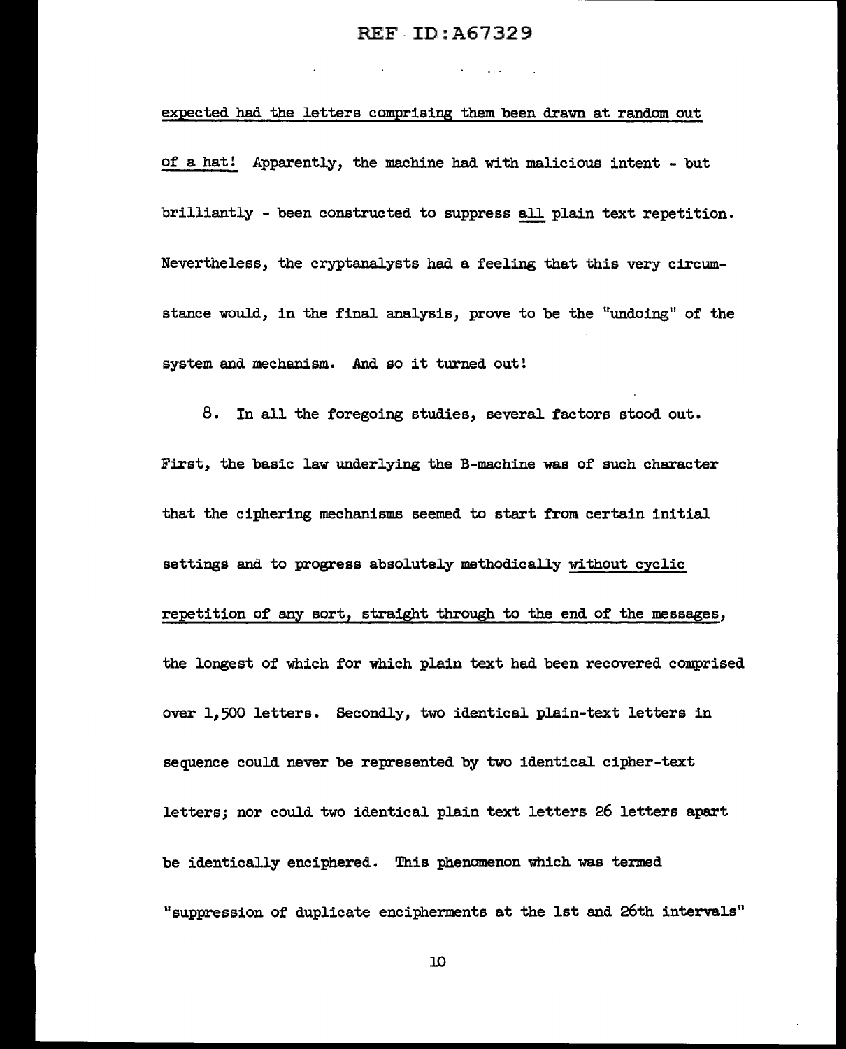expected had the letters comprising them been drawn at random out of a hat! Apparently, the machine had with malicious intent - but brilliantly - been constructed to suppress all plain text repetition. Nevertheless, the cryptanalysts had a feeling that this very circumstance would, in the final analysis, prove to be the "undoing" of the system and mechanism. And so it turned out!

8. In all the foregoing studies, several factors stood out. First, the basic law underlying the B-machine was of such character that the ciphering mechanisms seemed to start from certain initial settings and to progress absolutely methodically without cyclic repetition of any sort, straight through to the end of the messages, the longest of which for which plain text had been recovered comprised over 1,500 letters. Secondly, two identical plain-text letters in sequence could never be represented by two identical cipher-text letters; nor could two identical plain text letters 26 letters apart be identically enciphered. This phenomenon which was termed "suppression of duplicate encipherments at the 1st and 26th intervals"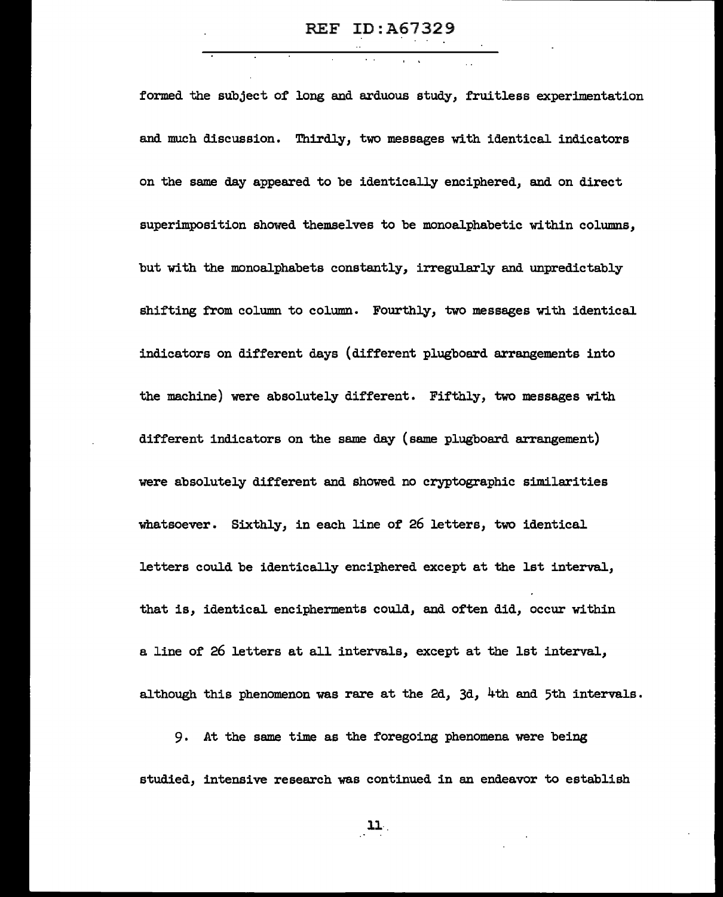formed the subject of long and arduous study, fruitless experimentation and much discussion. Thirdly, two messages with identical indicators on the same day appeared to be identically enciphered, and on direct superimposition showed themselves to be monoalphabetic within columns, but with the monoalphabets constantly, irregularly and unpredictably shifting from column to column. Fourthly, two messages with identical indicators on different days (different plugboard arrangements into the machine) were absolutely different. Fifthly, two messages with different indicators on the same day (same plugboard arrangement) were absolutely different and showed no cryptographic similarities whatsoever. Sixthly, in each line of 26 letters, two identical letters could be identically enciphered except at the 1st interval, that is, identical encipherments could, and often did, occur within a line of 26 letters at all intervals, except at the 1st interval, although this phenomenon was rare at the 2d, 3d, 4th and 5th intervals.

9. At the same time as the foregoing phenomena were being studied, intensive research was continued in an endeavor to establish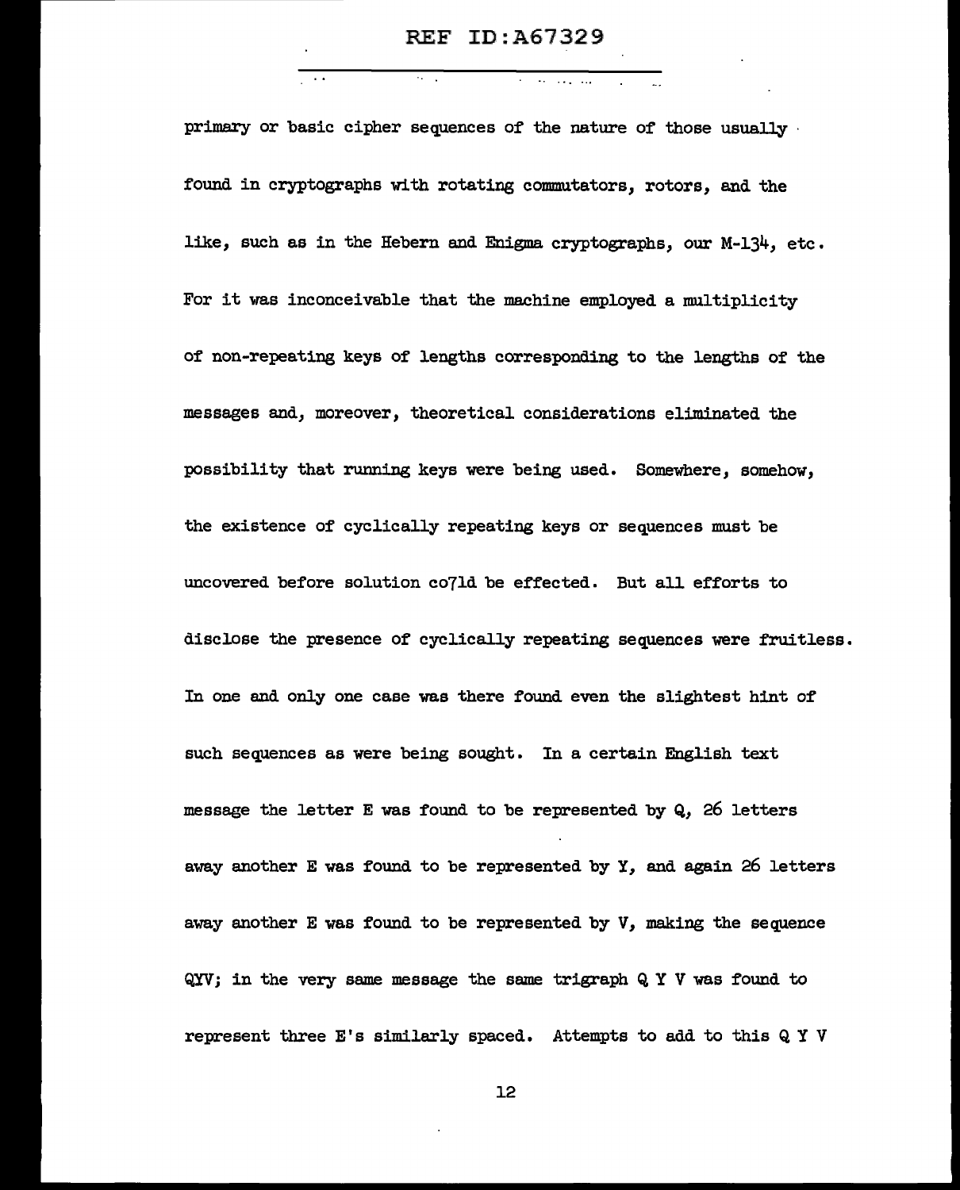primary or basic cipher sequences of the nature of those usually found in cryptographs with rotating commutators, rotors, and the like, such as in the Hebern and Enigma cryptographs, our M-134, etc. For it was inconceivable that the machine employed a multiplicity of non-repeating keys of lengths corresponding to the lengths of the messages and, moreover, theoretical considerations eliminated the possibility that running keys were being used. Somewhere, somehow, the existence of cyclically repeating keys or sequences must be uncovered before solution co7ld be effected. But all efforts to disclose the presence of cyclically repeating sequences were fruitless. In one and only one case was there found even the slightest hint of such sequences as were being sought. In a certain English text message the letter E was found to be represented by Q, 26 letters away another E was found to be represented by Y, and again 26 letters away another E was found to be represented by V, making the sequence QYV; in the very same message the same trigraph Q Y V was found to represent three E's similarly spaced. Attempts to add to this Q Y V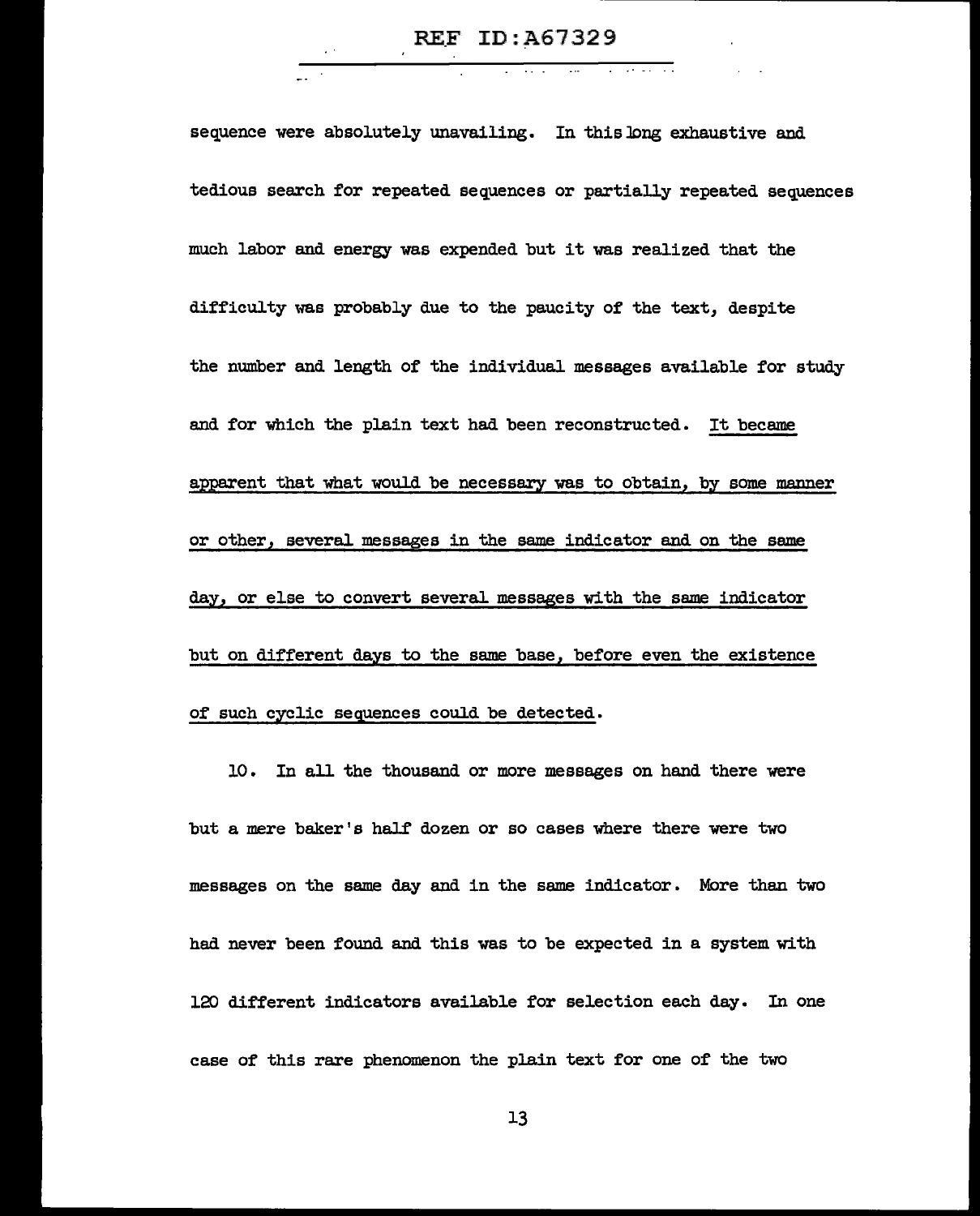sequence were absolutely unavailing. In this long exhaustive and tedious search for repeated sequences or partially repeated sequences much labor and energy was expended but it was realized that the difficulty was probably due to the paucity of the text, despite the number and length of the individual messages available for study and for which the plain text had been reconstructed. <u>It became apparent that what would be necessary was to obtain, by some manner or other, several messages in the same indicator and on the same day, or else to convert several messages with the same indicator but on different days to the same base, before even the existence of such cyclic sequences could be detected.</u>

10. In all the thousand or more messages on hand there were but a mere baker's half dozen or so cases where there were two messages on the same day and in the same indicator. More than two had never been found and this was to be expected in a system with 120 different indicators available for selection each day. In one case of this rare phenomenon the plain text for one of the two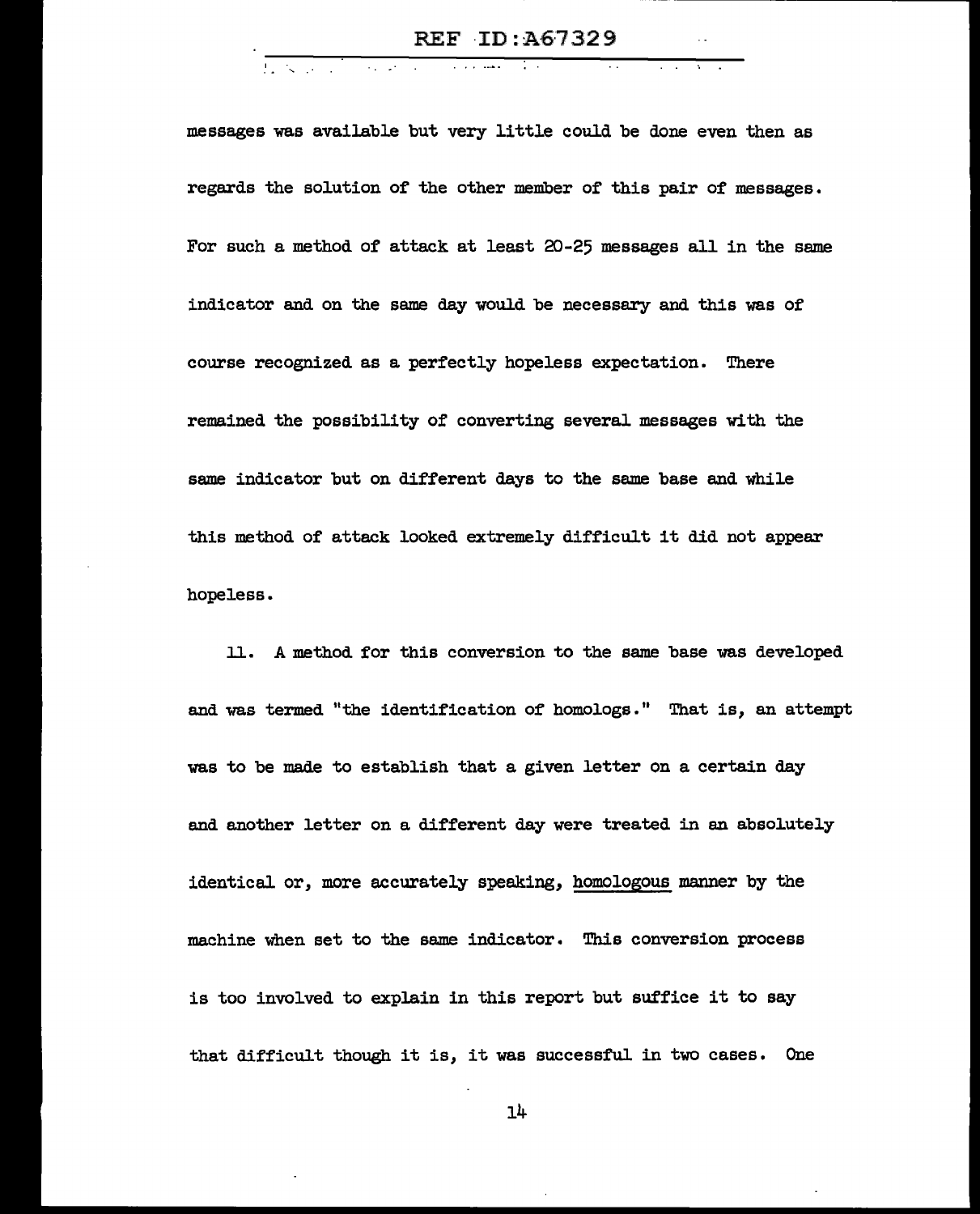messages was available but very little could be done even then as regards the solution of the other member of this pair of messages. For such a method of attack at least 20-25 messages all in the same indicator and on the same day would be necessary and this was of course recognized as a perfectly hopeless expectation. There remained the possibility of converting several messages with the same indicator but on different days to the same base and while this method of attack looked extremely difficult it did not appear hopeless.

11. A method for this conversion to the same base was developed and was termed "the identification of homologs." That is, an attempt was to be made to establish that a given letter on a certain day and another letter on a different day were treated in an absolutely identical or, more accurately speaking, <u>homologous</u> manner by the machine when set to the same indicator. This conversion process is too involved to explain in this report but suffice it to say that difficult though it is, it was successful in two cases. One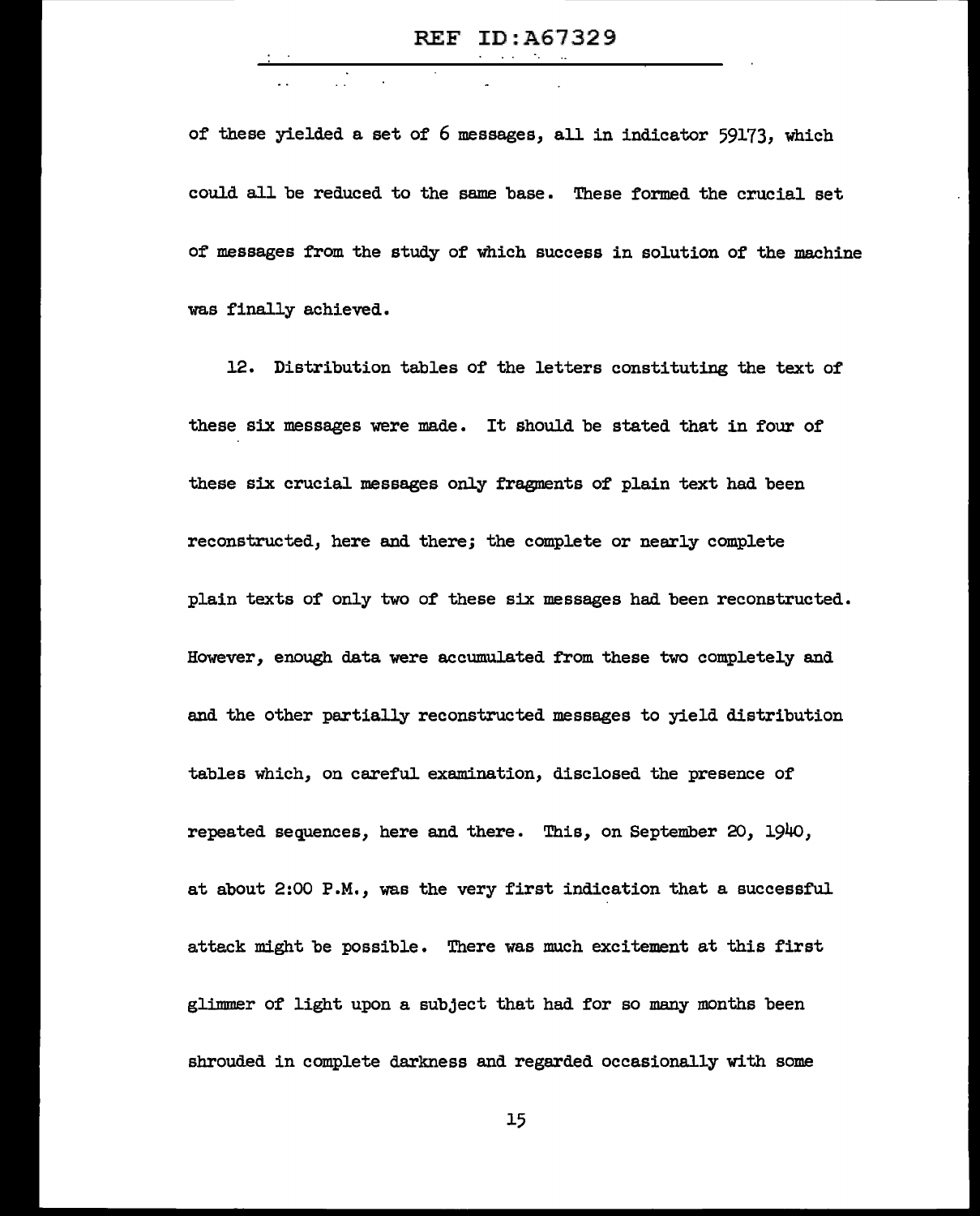of these yielded a set of 6 messages, all in indicator 59173, which could all be reduced to the same base. These formed the crucial set of messages from the study of which success in solution of the machine was finally achieved.

12. Distribution tables of the letters constituting the text of these six messages were made. It should be stated that in four of these six crucial messages only fragments of plain text had been reconstructed, here and there; the complete or nearly complete plain texts of only two of these six messages had been reconstructed. However, enough data were accumulated from these two completely and and the other partially reconstructed messages to yield distribution tables which, on careful examination, disclosed the presence of repeated sequences, here and there. This, on September 20, 1940, at about 2:00 P.M., was the very first indication that a successful attack might be possible. There was much excitement at this first glimmer of light upon a subject that had for so many months been shrouded in complete darkness and regarded occasionally with some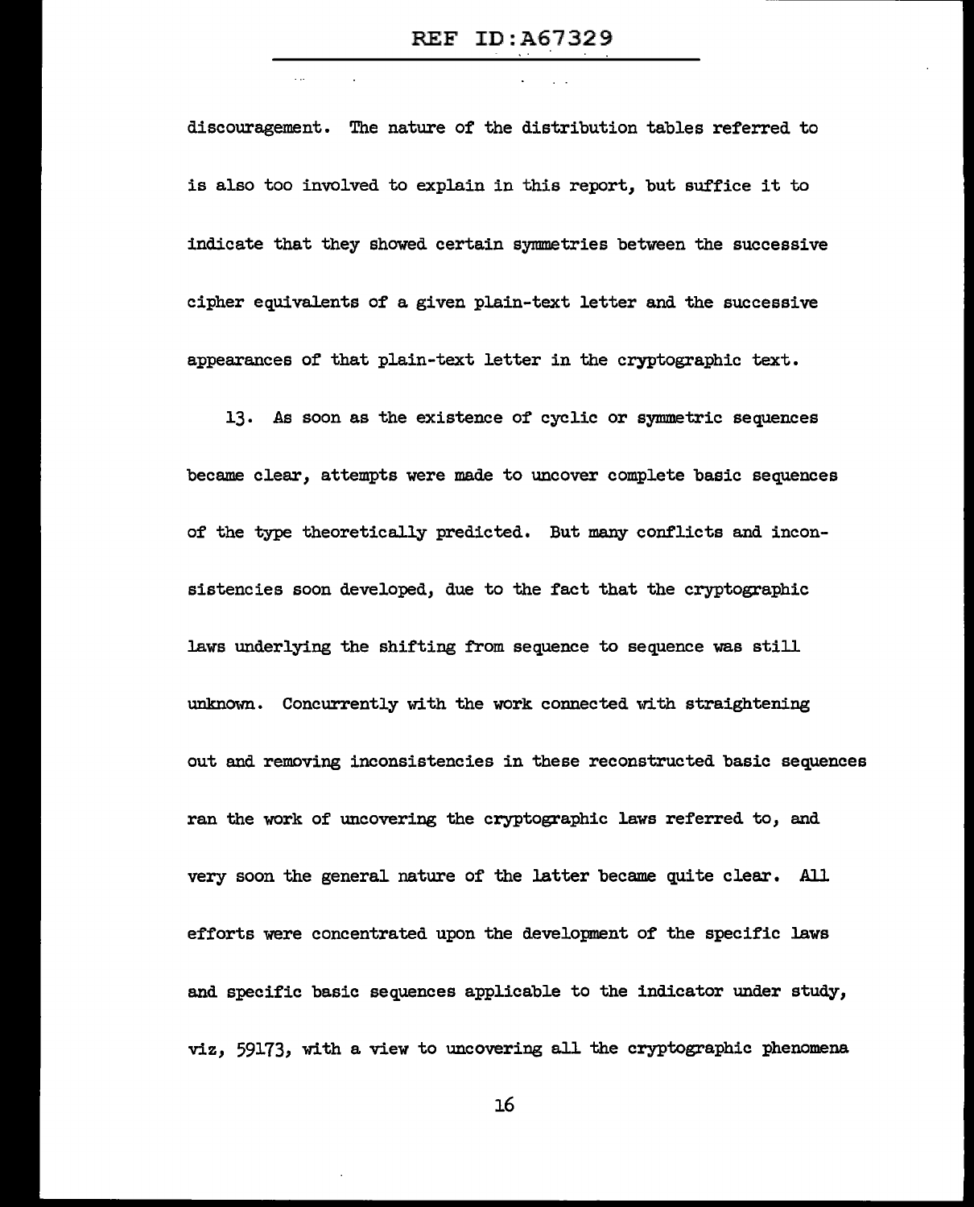discouragement. The nature of the distribution tables referred to is also too involved to explain in this report, but suffice it to indicate that they showed certain symmetries between the successive cipher equivalents of a given plain-text letter and the successive appearances of that plain-text letter in the cryptographic text.

13. As soon as the existence of cyclic or symmetric sequences became clear, attempts were made to uncover complete basic sequences of the type theoretically predicted. But many conflicts and inconsistencies soon developed, due to the fact that the cryptographic laws underlying the shifting from sequence to sequence was still unknown. Concurrently with the work connected with straightening out and removing inconsistencies in these reconstructed basic sequences ran the work of uncovering the cryptographic laws referred to, and very soon the general nature of the latter became quite clear. All efforts were concentrated upon the development of the specific laws and specific basic sequences applicable to the indicator under study, viz, 59173, with a view to uncovering all the cryptographic phenomena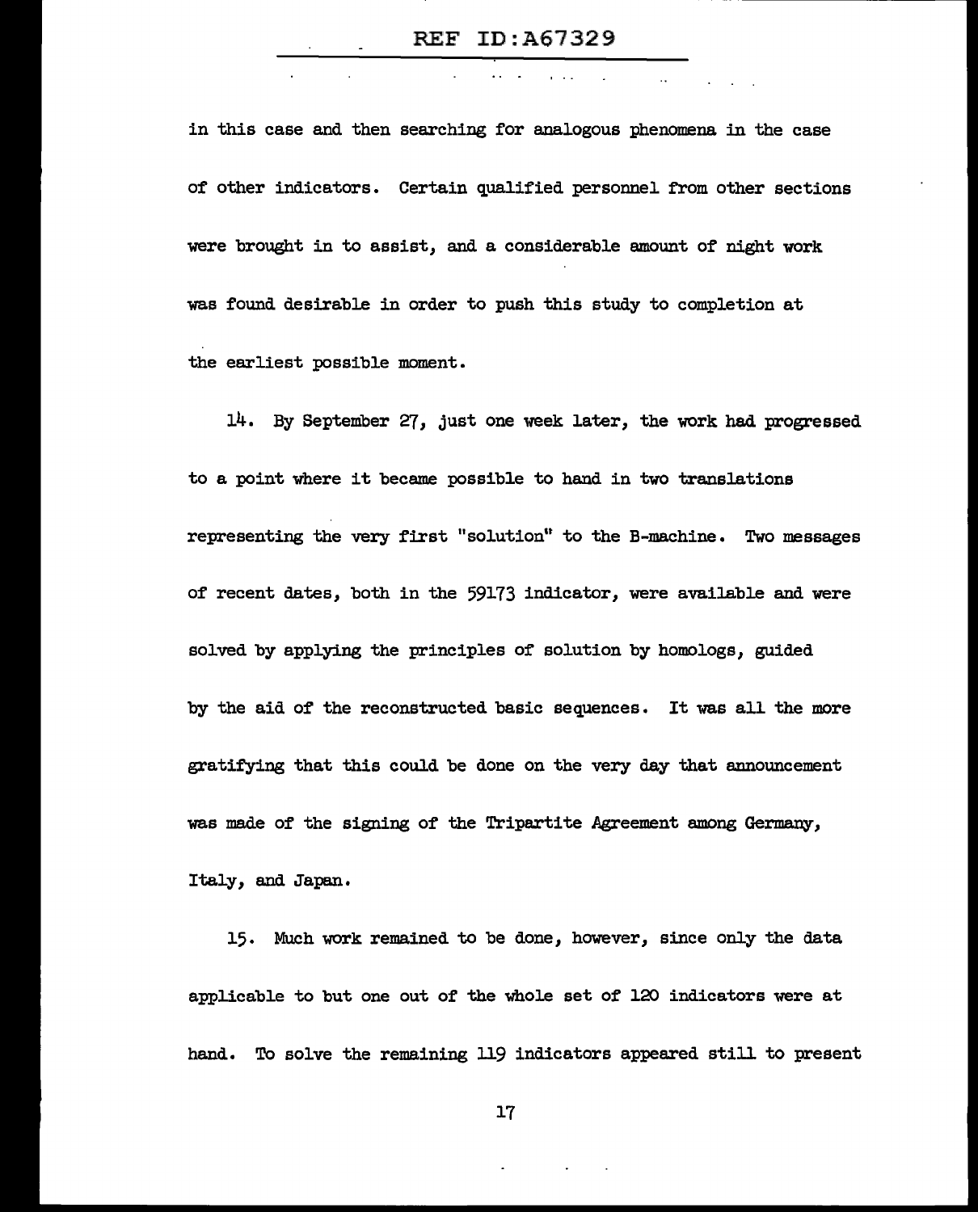in this case and then searching for analogous phenomena in the case of other indicators. Certain qualified personnel from other sections were brought in to assist, and a considerable amount of night work was found desirable in order to push this study to completion at the earliest possible moment.

14. By September 27, just one week later, the work had progressed to a point where it became possible to hand in two translations representing the very first "solution" to the B-machine. Two messages of recent dates, both in the 59173 indicator, were available and were solved by applying the principles of solution by homologs, guided by the aid of the reconstructed basic sequences. It was all the more gratifying that this could be done on the very day that announcement was made of the signing of the Tripartite Agreement among Germany, Italy, and Japan.

15. Much work remained to be done, however, since only the data applicable to but one out of the whole set of 120 indicators were at hand. To solve the remaining 119 indicators appeared still to present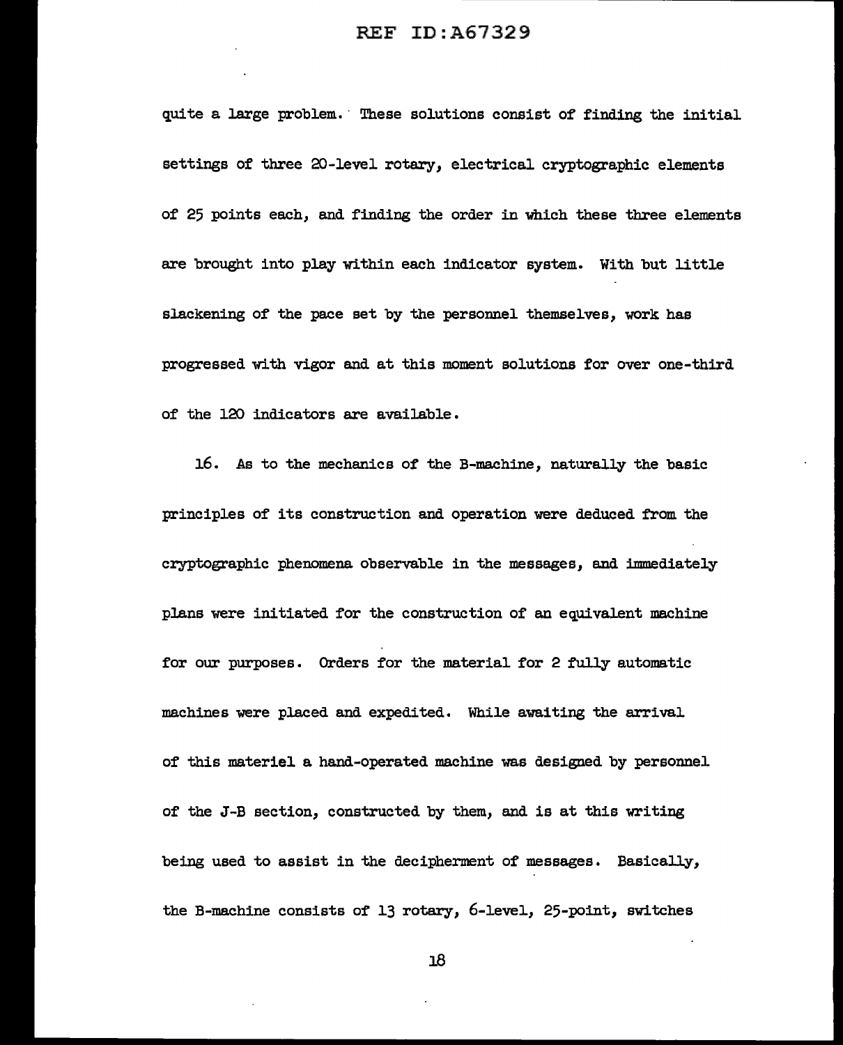quite a large problem. These solutions consist of finding the initial settings of three 20-level rotary, electrical cryptographic elements of 25 points each, and finding the order in which these three elements are brought into play within each indicator system. With but little slackening of the pace set by the personnel themselves, work has progressed with vigor and at this moment solutions for over one-third of the 120 indicators are available.

16. As to the mechanics of the B-machine, naturally the basic principles of its construction and operation were deduced from the cryptographic phenomena observable in the messages, and immediately plans were initiated for the construction of an equivalent machine for our purposes. Orders for the material for 2 fully automatic machines were placed and expedited. While awaiting the arrival of this materiel a hand-operated machine was designed by personnel of the J-B section, constructed by them, and is at this writing being used to assist in the decipherment of messages. Basically, the B-machine consists of 13 rotary, 6-level, 25-point, switches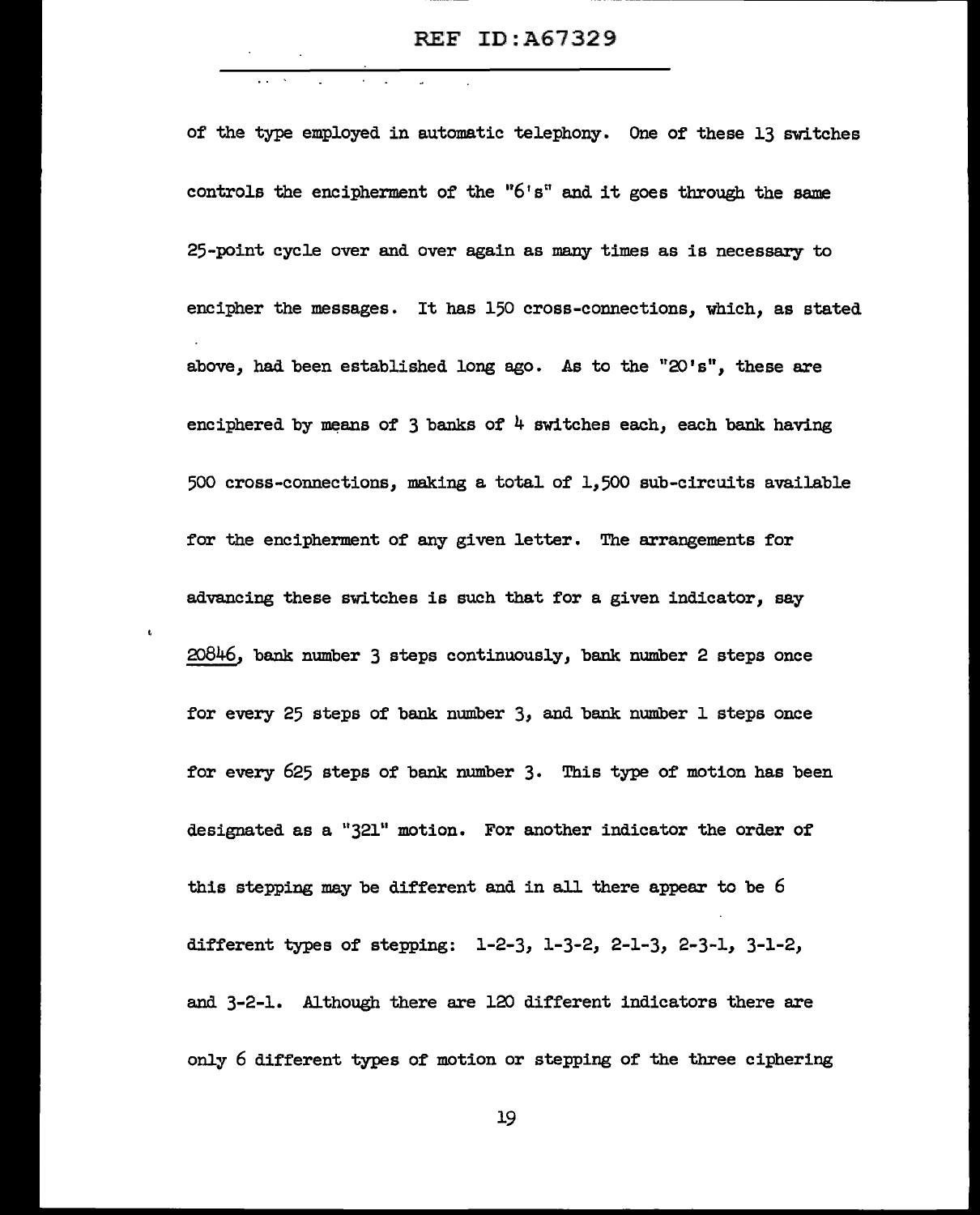of the type employed in automatic telephony. One of these 13 switches controls the encipherment of the "6's" and it goes through the same 25-point cycle over and over again as many times as is necessary to encipher the messages. It has 150 cross-connections, which, as stated above, had been established long ago. As to the "20's", these are enciphered by means of 3 banks of 4 switches each, each bank having 500 cross-connections, making a total of 1,500 sub-circuits available for the encipherment of any given letter. The arrangements for advancing these switches is such that for a given indicator, say 20846, bank number 3 steps continuously, bank number 2 steps once for every 25 steps of bank number 3, and bank number 1 steps once for every 625 steps of bank number 3. This type of motion has been designated as a "321" motion. For another indicator the order of this stepping may be different and in all there appear to be 6 different types of stepping: 1-2-3, 1-3-2, 2-1-3, 2-3-1, 3-1-2, and 3-2-1. Although there are 120 different indicators there are only 6 different types of motion or stepping of the three ciphering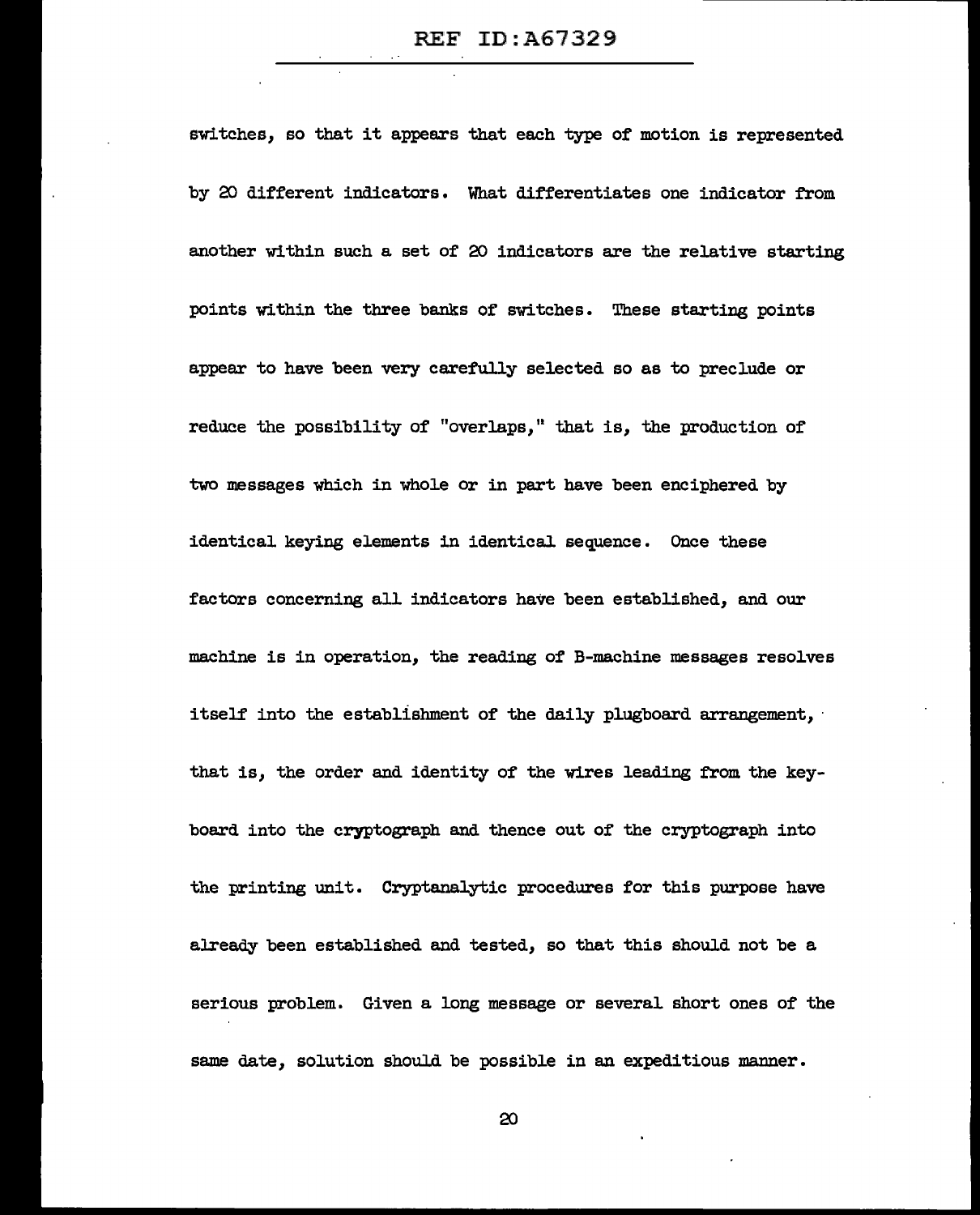switches, so that it appears that each type of motion is represented by 20 different indicators. What differentiates one indicator from another within such a set of 20 indicators are the relative starting points within the three banks of switches. These starting points appear to have been very carefully selected so as to preclude or reduce the possibility of "overlaps," that is, the production of two messages which in whole or in part have been enciphered by identical keying elements in identical sequence. Once these factors concerning all indicators have been established, and our machine is in operation, the reading of B-machine messages resolves itself into the establishment of the daily plugboard arrangement, that is, the order and identity of the wires leading from the keyboard into the cryptograph and thence out of the cryptograph into the printing unit. Cryptanalytic procedures for this purpose have already been established and tested, so that this should not be a serious problem. Given a long message or several short ones of the same date, solution should be possible in an expeditious manner.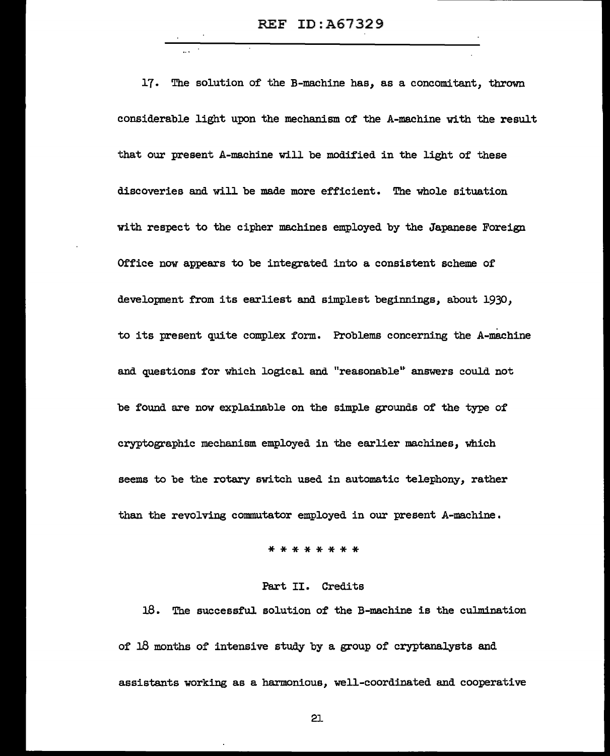17. The solution of the B-machine has, as a concomitant, thrown considerable light upon the mechanism of the A-machine with the result that our present A-machine will be modified in the light of these discoveries and will be made more efficient. The whole situation with respect to the cipher machines employed by the Japanese Foreign Office now appears to be integrated into a consistent scheme of development from its earliest and simplest beginnings, about 1930, to its present quite complex form. Problems concerning the A-machine and questions for which logical and "reasonable" answers could not be found are now explainable on the simple grounds of the type of cryptographic mechanism employed in the earlier machines, which seems to be the rotary switch used in automatic telephony, rather than the revolving commutator employed in our present A-machine.

* * * * * * * *

## Part II. Credits

18. The successful solution of the B-machine is the culmination of 18 months of intensive study by a group of cryptanalysts and assistants working as a harmonious, well-coordinated and cooperative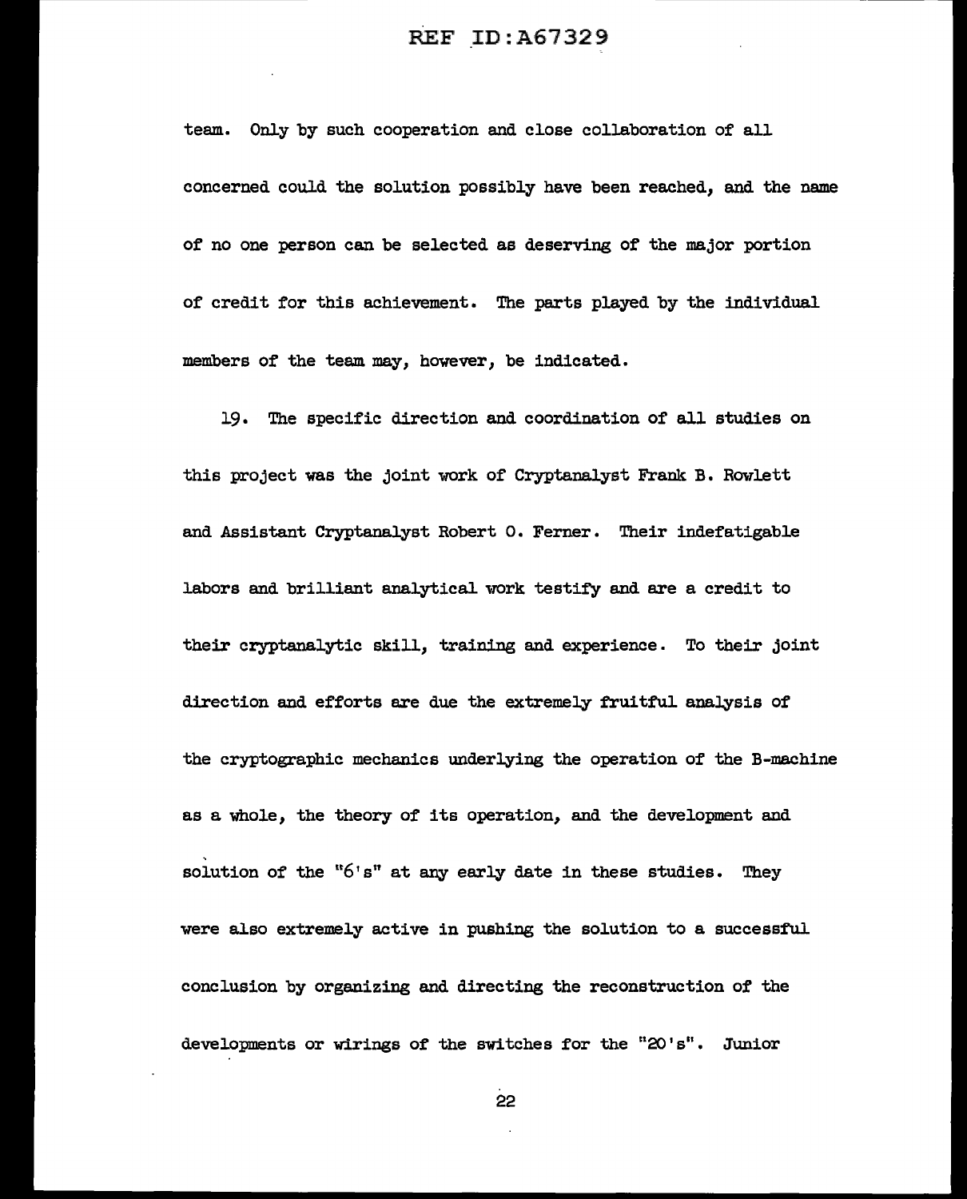team. Only by such cooperation and close collaboration of all concerned could the solution possibly have been reached, and the name of no one person can be selected as deserving of the major portion of credit for this achievement. The parts played by the individual members of the team may, however, be indicated.

19. The specific direction and coordination of all studies on this project was the joint work of Cryptanalyst Frank B. Rowlett and Assistant Cryptanalyst Robert O. Ferner. Their indefatigable labors and brilliant analytical work testify and are a credit to their cryptanalytic skill, training and experience. To their joint direction and efforts are due the extremely fruitful analysis of the cryptographic mechanics underlying the operation of the B-machine as a whole, the theory of its operation, and the development and solution of the "6's" at any early date in these studies. They were also extremely active in pushing the solution to a successful conclusion by organizing and directing the reconstruction of the developments or wirings of the switches for the "20's". Junior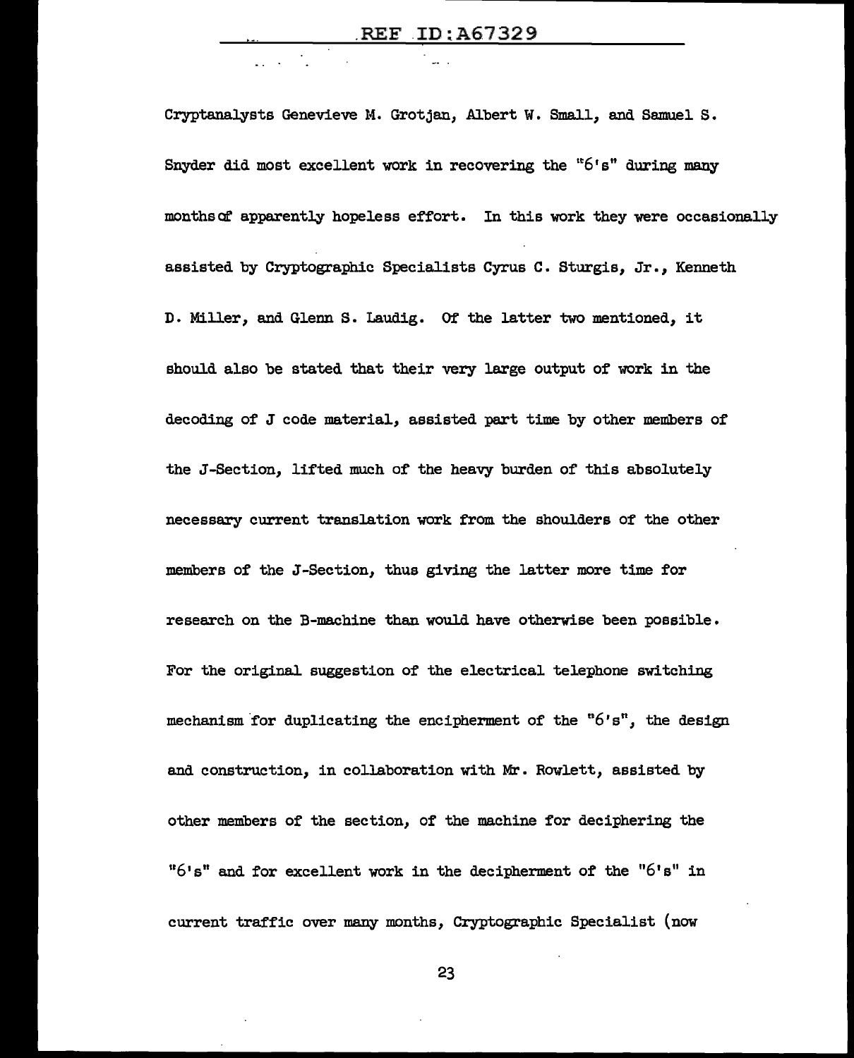Cryptanalysts Genevieve M. Grotjan, Albert W. Small, and Samuel S. Snyder did most excellent work in recovering the "6's" during many months of apparently hopeless effort. In this work they were occasionally assisted by Cryptographic Specialists Cyrus C. Sturgis, Jr., Kenneth D. Miller, and Glenn S. Laudig. Of the latter two mentioned, it should also be stated that their very large output of work in the decoding of J code material, assisted part time by other members of the J-Section, lifted much of the heavy burden of this absolutely necessary current translation work from the shoulders of the other members of the J-Section, thus giving the latter more time for research on the B-machine than would have otherwise been possible. For the original suggestion of the electrical telephone switching mechanism for duplicating the encipherment of the "6's", the design and construction, in collaboration with Mr. Rowlett, assisted by other members of the section, of the machine for deciphering the "6's" and for excellent work in the decipherment of the "6's" in current traffic over many months, Cryptographic Specialist (now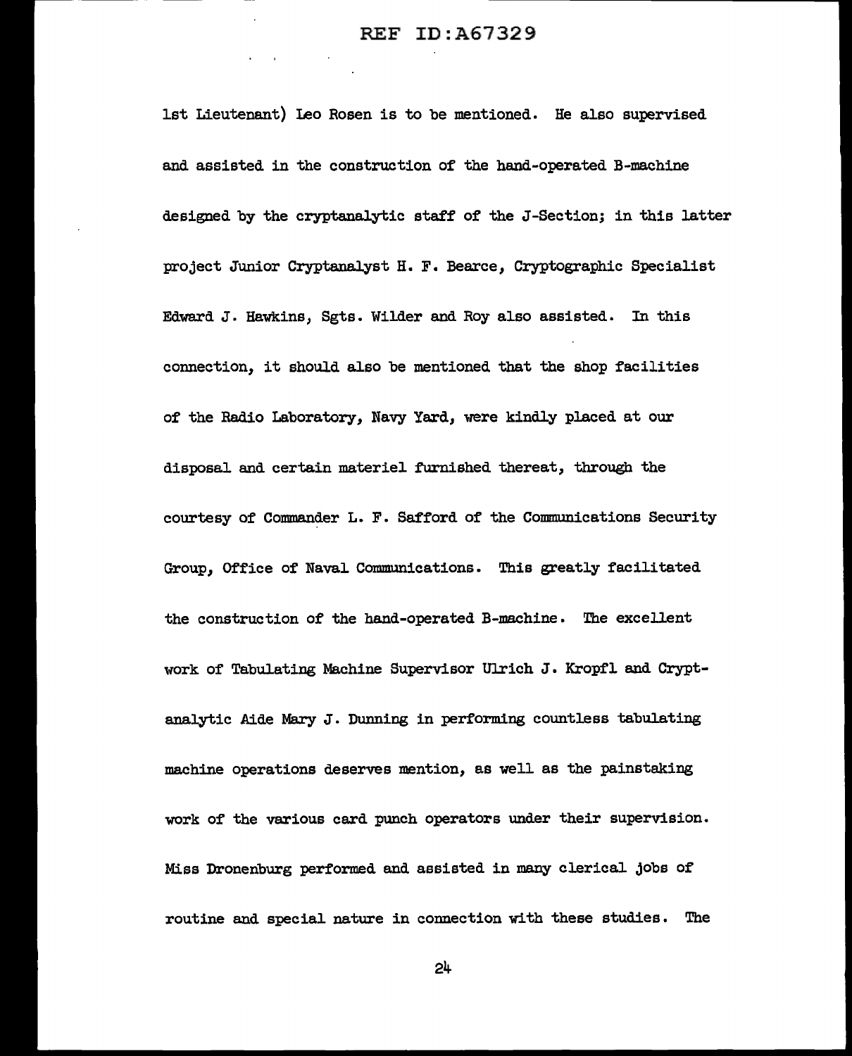1st Lieutenant) Leo Rosen is to be mentioned. He also supervised and assisted in the construction of the hand-operated B-machine designed by the cryptanalytic staff of the J-Section; in this latter project Junior Cryptanalyst H. F. Bearce, Cryptographic Specialist Edward J. Hawkins, Sgts. Wilder and Roy also assisted. In this connection, it should also be mentioned that the shop facilities of the Radio Laboratory, Navy Yard, were kindly placed at our disposal and certain materiel furnished thereat, through the courtesy of Commander L. F. Safford of the Communications Security Group, Office of Naval Communications. This greatly facilitated the construction of the hand-operated B-machine. The excellent work of Tabulating Machine Supervisor Ulrich J. Kropfl and Cryptanalytic Aide Mary J. Dunning in performing countless tabulating machine operations deserves mention, as well as the painstaking work of the various card punch operators under their supervision. Miss Dronenburg performed and assisted in many clerical jobs of routine and special nature in connection with these studies. The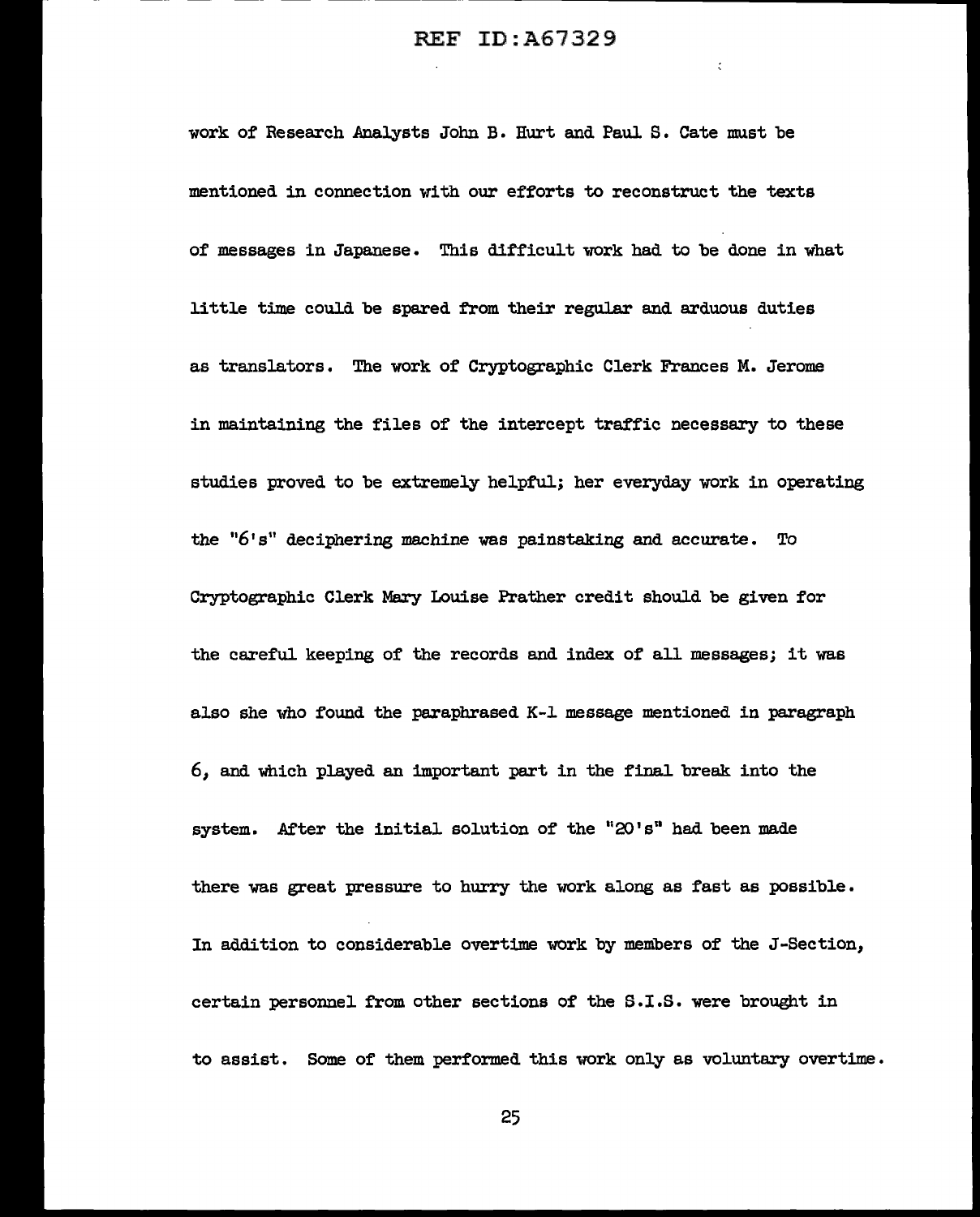work of Research Analysts John B. Hurt and Paul S. Cate must be mentioned in connection with our efforts to reconstruct the texts of messages in Japanese. This difficult work had to be done in what little time could be spared from their regular and arduous duties as translators. The work of Cryptographic Clerk Frances M. Jerome in maintaining the files of the intercept traffic necessary to these studies proved to be extremely helpful; her everyday work in operating the "6's" deciphering machine was painstaking and accurate. To Cryptographic Clerk Mary Louise Prather credit should be given for the careful keeping of the records and index of all messages; it was also she who found the paraphrased K-1 message mentioned in paragraph 6, and which played an important part in the final break into the system. After the initial solution of the "20's" had been made there was great pressure to hurry the work along as fast as possible. In addition to considerable overtime work by members of the J-Section, certain personnel from other sections of the S.I.S. were brought in to assist. Some of them performed this work only as voluntary overtime.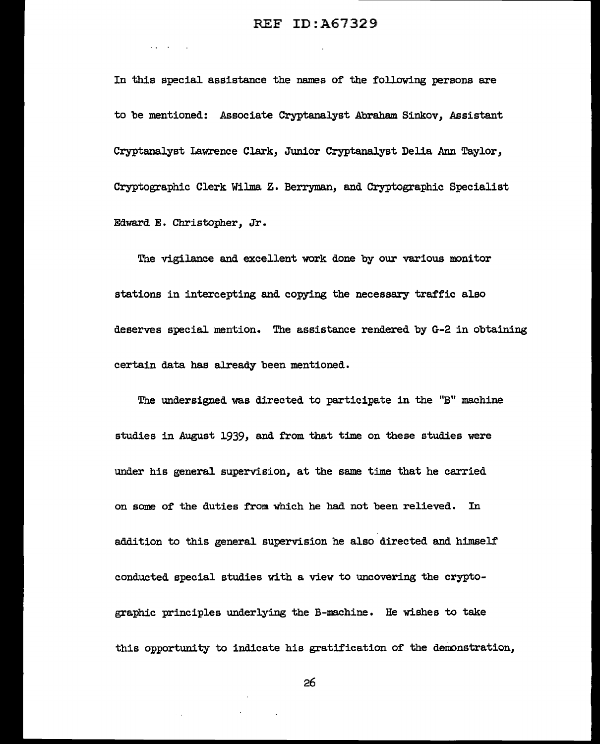In this special assistance the names of the following persons are to be mentioned: Associate Cryptanalyst Abraham Sinkov, Assistant Cryptanalyst Lawrence Clark, Junior Cryptanalyst Delia Ann Taylor, Cryptographic Clerk Wilma Z. Berryman, and Cryptographic Specialist Edward E. Christopher, Jr.

The vigilance and excellent work done by our various monitor stations in intercepting and copying the necessary traffic also deserves special mention. The assistance rendered by G-2 in obtaining certain data has already been mentioned.

The undersigned was directed to participate in the "B" machine studies in August 1939, and from that time on these studies were under his general supervision, at the same time that he carried on some of the duties from which he had not been relieved. In addition to this general supervision he also directed and himself conducted special studies with a view to uncovering the cryptographic principles underlying the B-machine. He wishes to take this opportunity to indicate his gratification of the demonstration,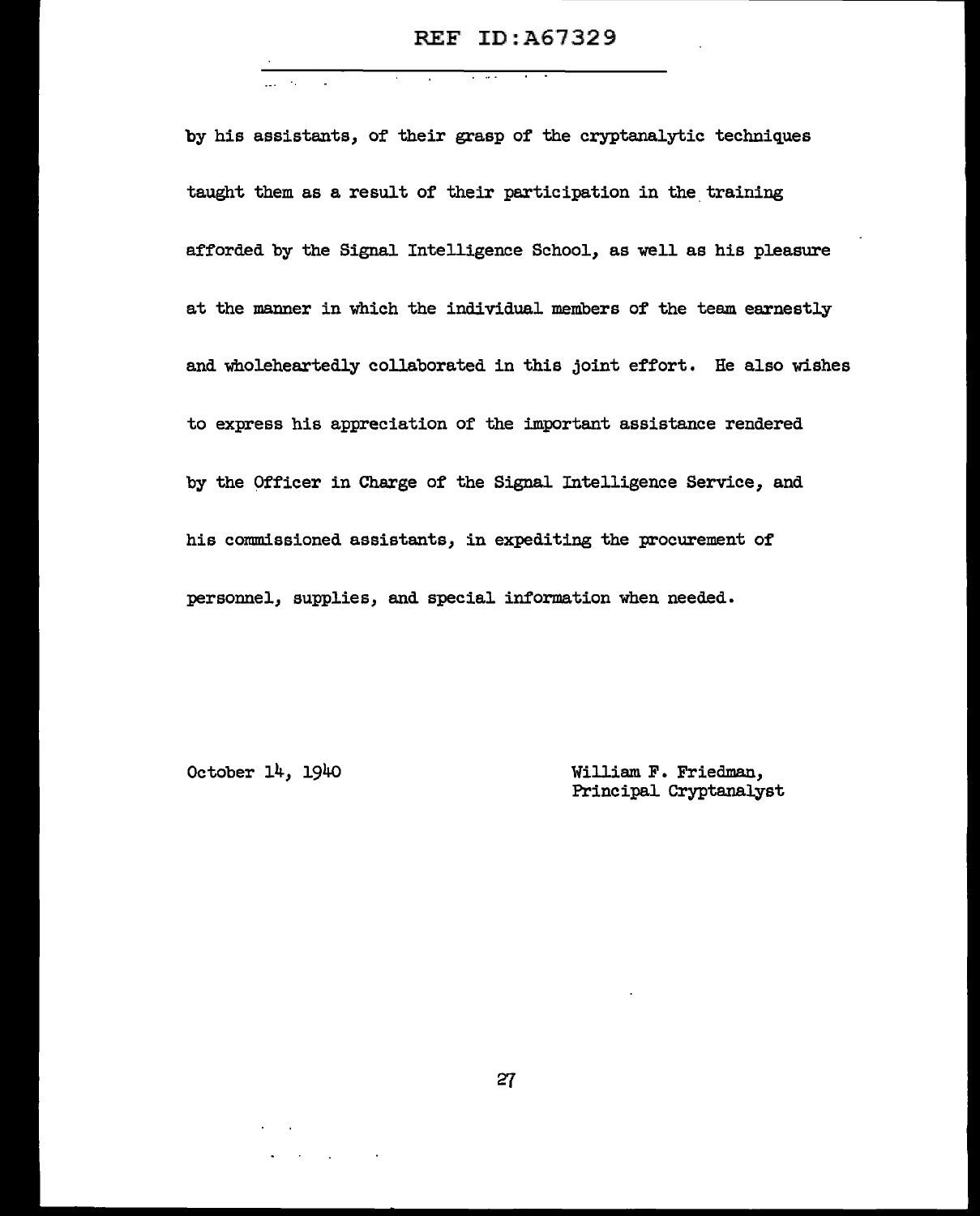by his assistants, of their grasp of the cryptanalytic techniques taught them as a result of their participation in the training afforded by the Signal Intelligence School, as well as his pleasure at the manner in which the individual members of the team earnestly and wholeheartedly collaborated in this joint effort. He also wishes to express his appreciation of the important assistance rendered by the Officer in Charge of the Signal Intelligence Service, and his commissioned assistants, in expediting the procurement of personnel, supplies, and special information when needed.

October 14, 1940

William F. Friedman,
Principal Cryptanalyst